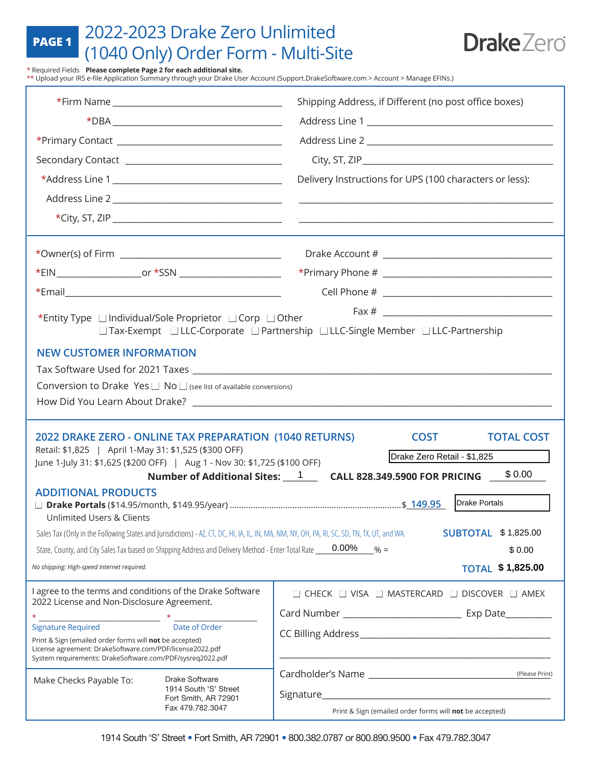**PAGE 1** 

# 2022-2023 Drake Zero Unlimited (1040 Only) Order Form - Multi-Site

DrakeZero

\* Required Fields **Please complete Page 2 for each additional site.**
\*\* Upload your IRS e-file Application Summary through your Drake User Account (Support.DrakeSoftware.com > Account > Manage EFINs.)

\*Firm Name ______________________________

\*DBA ______________________________

\*Primary Contact ______________________________

Secondary Contact ______________________________

\*Address Line 1 ______________________________

Address Line 2 ______________________________

\*City, ST, ZIP ______________________________

Shipping Address, if Different (no post office boxes)

Address Line 1 ______________________________

Address Line 2 ______________________________

City, ST, ZIP ______________________________

Delivery Instructions for UPS (100 characters or less):

______________________________

______________________________

\*Owner(s) of Firm ______________________________

\*EIN ______________ or \*SSN ______________

\*Email ______________________________

Drake Account # ______________________________

\*Primary Phone # ______________________________

Cell Phone # ______________________________

Fax # ______________________________

\*Entity Type ☐ Individual/Sole Proprietor ☐ Corp ☐ Other ☐ Tax-Exempt ☐ LLC-Corporate ☐ Partnership ☐ LLC-Single Member ☐ LLC-Partnership

## NEW CUSTOMER INFORMATION

Tax Software Used for 2021 Taxes ______________________________

Conversion to Drake Yes ☐ No ☐ (see list of available conversions)

How Did You Learn About Drake? ______________________________

## 2022 DRAKE ZERO - ONLINE TAX PREPARATION (1040 RETURNS)

COST | TOTAL COST

Retail: $1,825 | April 1-May 31: $1,525 ($300 OFF)
June 1-July 31: $1,625 ($200 OFF) | Aug 1 - Nov 30: $1,725 ($100 OFF)

Drake Zero Retail - $1,825

**Number of Additional Sites:** 1 **CALL 828.349.5900 FOR PRICING** $ 0.00

## ADDITIONAL PRODUCTS

☐ **Drake Portals** ($14.95/month, $149.95/year) ........ $ 149.95 — Drake Portals
Unlimited Users & Clients

Sales Tax (Only in the Following States and Jurisdictions) - AZ, CT, DC, HI, IA, IL, IN, MA, MN, NY, OH, PA, RI, SC, SD, TN, TX, UT, and WA.

**SUBTOTAL** $ 1,825.00

State, County, and City Sales Tax based on Shipping Address and Delivery Method - Enter Total Rate 0.00% % = $ 0.00

*No shipping: High-speed Internet required.*

**TOTAL** **$ 1,825.00**

I agree to the terms and conditions of the Drake Software 2022 License and Non-Disclosure Agreement.

\* ______________________ \* ______________
Signature Required | Date of Order

Print & Sign (emailed order forms will **not** be accepted)
License agreement: DrakeSoftware.com/PDF/license2022.pdf
System requirements: DrakeSoftware.com/PDF/sysreq2022.pdf

Make Checks Payable To: Drake Software
1914 South 'S' Street
Fort Smith, AR 72901
Fax 479.782.3047

☐ CHECK ☐ VISA ☐ MASTERCARD ☐ DISCOVER ☐ AMEX

Card Number ______________________ Exp Date __________

CC Billing Address ______________________________

______________________________

Cardholder's Name ______________________ (Please Print)

Signature ______________________________

Print & Sign (emailed order forms will **not** be accepted)

1914 South 'S' Street • Fort Smith, AR 72901 • 800.382.0787 or 800.890.9500 • Fax 479.782.3047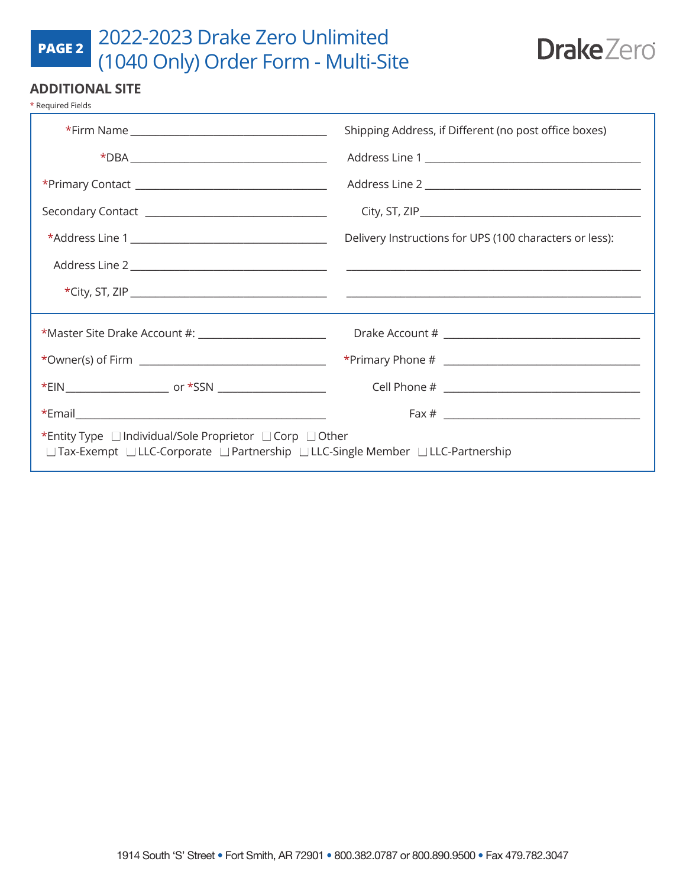PAGE 2

# 2022-2023 Drake Zero Unlimited (1040 Only) Order Form - Multi-Site

Drake Zero

## ADDITIONAL SITE

* Required Fields

*Firm Name ____________________

*DBA ____________________

*Primary Contact ____________________

Secondary Contact ____________________

*Address Line 1 ____________________

Address Line 2 ____________________

*City, ST, ZIP ____________________

Shipping Address, if Different (no post office boxes)

Address Line 1 ____________________

Address Line 2 ____________________

City, ST, ZIP ____________________

Delivery Instructions for UPS (100 characters or less):

____________________

____________________

*Master Site Drake Account #: ____________________

*Owner(s) of Firm ____________________

*EIN ____________ or *SSN ____________

*Email ____________________

Drake Account # ____________________

*Primary Phone # ____________________

Cell Phone # ____________________

Fax # ____________________

*Entity Type ☐ Individual/Sole Proprietor ☐ Corp ☐ Other ☐ Tax-Exempt ☐ LLC-Corporate ☐ Partnership ☐ LLC-Single Member ☐ LLC-Partnership

1914 South 'S' Street • Fort Smith, AR 72901 • 800.382.0787 or 800.890.9500 • Fax 479.782.3047